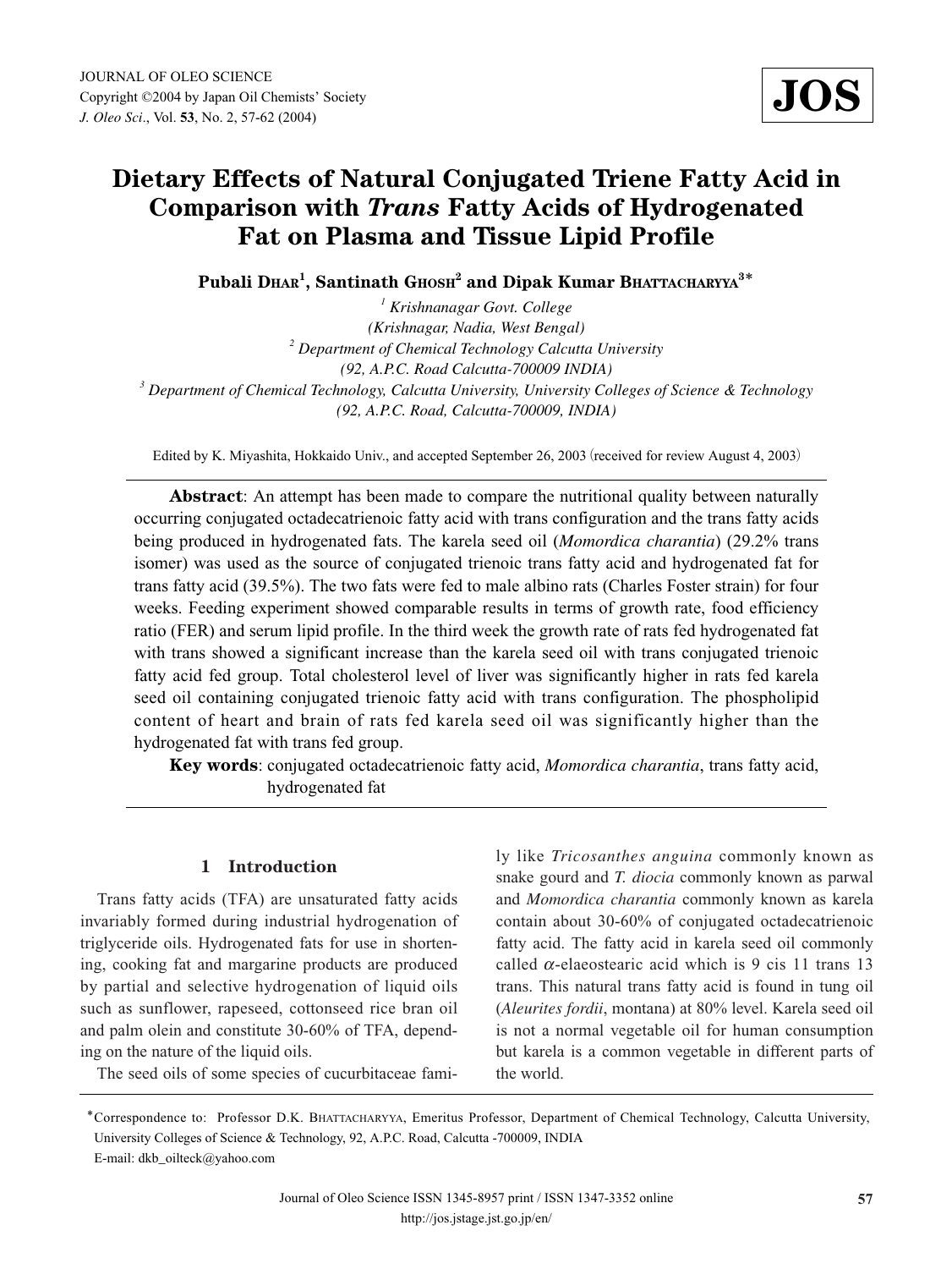# Dietary Effects of Natural Conjugated Triene Fatty Acid in Comparison with *Trans* Fatty Acids of Hydrogenated Fat on Plasma and Tissue Lipid Profile

**Pubali Dhar[1], Santinath Ghosh[2] and Dipak Kumar Bhattacharyya[3]***

[1] *Krishnanagar Govt. College (Krishnanagar, Nadia, West Bengal)*
[2] *Department of Chemical Technology Calcutta University (92, A.P.C. Road Calcutta-700009 INDIA)*
[3] *Department of Chemical Technology, Calcutta University, University Colleges of Science & Technology (92, A.P.C. Road, Calcutta-700009, INDIA)*

Edited by K. Miyashita, Hokkaido Univ., and accepted September 26, 2003 (received for review August 4, 2003)

**Abstract**: An attempt has been made to compare the nutritional quality between naturally occurring conjugated octadecatrienoic fatty acid with trans configuration and the trans fatty acids being produced in hydrogenated fats. The karela seed oil (*Momordica charantia*) (29.2% trans isomer) was used as the source of conjugated trienoic trans fatty acid and hydrogenated fat for trans fatty acid (39.5%). The two fats were fed to male albino rats (Charles Foster strain) for four weeks. Feeding experiment showed comparable results in terms of growth rate, food efficiency ratio (FER) and serum lipid profile. In the third week the growth rate of rats fed hydrogenated fat with trans showed a significant increase than the karela seed oil with trans conjugated trienoic fatty acid fed group. Total cholesterol level of liver was significantly higher in rats fed karela seed oil containing conjugated trienoic fatty acid with trans configuration. The phospholipid content of heart and brain of rats fed karela seed oil was significantly higher than the hydrogenated fat with trans fed group.

**Key words**: conjugated octadecatrienoic fatty acid, *Momordica charantia*, trans fatty acid, hydrogenated fat

## 1 Introduction

Trans fatty acids (TFA) are unsaturated fatty acids invariably formed during industrial hydrogenation of triglyceride oils. Hydrogenated fats for use in shortening, cooking fat and margarine products are produced by partial and selective hydrogenation of liquid oils such as sunflower, rapeseed, cottonseed rice bran oil and palm olein and constitute 30-60% of TFA, depending on the nature of the liquid oils.

The seed oils of some species of cucurbitaceae family like *Tricosanthes anguina* commonly known as snake gourd and *T. diocia* commonly known as parwal and *Momordica charantia* commonly known as karela contain about 30-60% of conjugated octadecatrienoic fatty acid. The fatty acid in karela seed oil commonly called $\alpha$-elaeostearic acid which is 9 cis 11 trans 13 trans. This natural trans fatty acid is found in tung oil (*Aleurites fordii*, montana) at 80% level. Karela seed oil is not a normal vegetable oil for human consumption but karela is a common vegetable in different parts of the world.

*Correspondence to: Professor D.K. Bhattacharyya, Emeritus Professor, Department of Chemical Technology, Calcutta University, University Colleges of Science & Technology, 92, A.P.C. Road, Calcutta -700009, INDIA
E-mail: dkb_oilteck@yahoo.com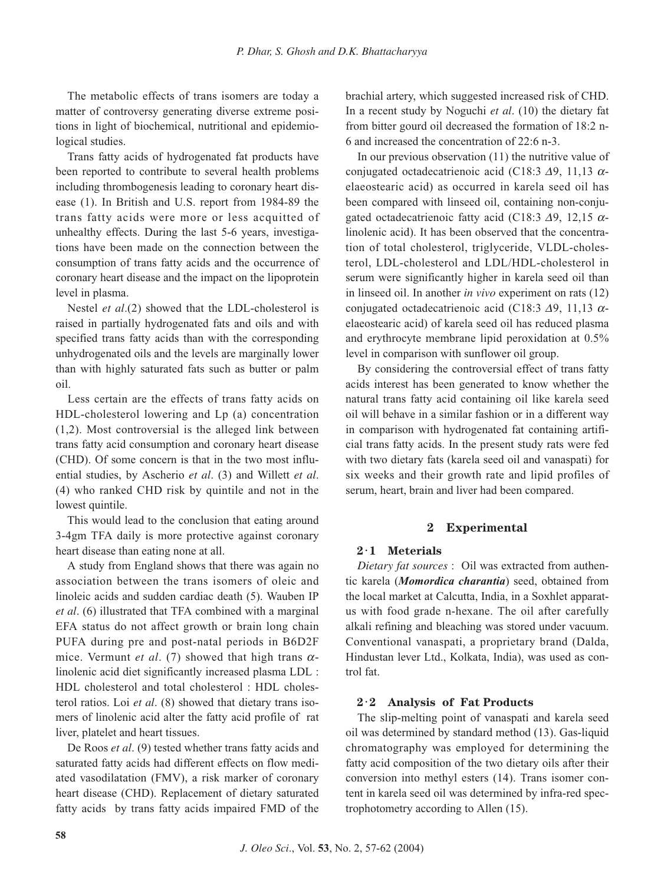The metabolic effects of trans isomers are today a matter of controversy generating diverse extreme positions in light of biochemical, nutritional and epidemiological studies.

Trans fatty acids of hydrogenated fat products have been reported to contribute to several health problems including thrombogenesis leading to coronary heart disease (1). In British and U.S. report from 1984-89 the trans fatty acids were more or less acquitted of unhealthy effects. During the last 5-6 years, investigations have been made on the connection between the consumption of trans fatty acids and the occurrence of coronary heart disease and the impact on the lipoprotein level in plasma.

Nestel *et al*.(2) showed that the LDL-cholesterol is raised in partially hydrogenated fats and oils and with specified trans fatty acids than with the corresponding unhydrogenated oils and the levels are marginally lower than with highly saturated fats such as butter or palm oil.

Less certain are the effects of trans fatty acids on HDL-cholesterol lowering and Lp (a) concentration (1,2). Most controversial is the alleged link between trans fatty acid consumption and coronary heart disease (CHD). Of some concern is that in the two most influential studies, by Ascherio *et al*. (3) and Willett *et al*. (4) who ranked CHD risk by quintile and not in the lowest quintile.

This would lead to the conclusion that eating around 3-4gm TFA daily is more protective against coronary heart disease than eating none at all.

A study from England shows that there was again no association between the trans isomers of oleic and linoleic acids and sudden cardiac death (5). Wauben IP *et al*. (6) illustrated that TFA combined with a marginal EFA status do not affect growth or brain long chain PUFA during pre and post-natal periods in B6D2F mice. Vermunt *et al*. (7) showed that high trans $\alpha$-linolenic acid diet significantly increased plasma LDL : HDL cholesterol and total cholesterol : HDL cholesterol ratios. Loi *et al*. (8) showed that dietary trans isomers of linolenic acid alter the fatty acid profile of rat liver, platelet and heart tissues.

De Roos *et al*. (9) tested whether trans fatty acids and saturated fatty acids had different effects on flow mediated vasodilatation (FMV), a risk marker of coronary heart disease (CHD). Replacement of dietary saturated fatty acids by trans fatty acids impaired FMD of the brachial artery, which suggested increased risk of CHD. In a recent study by Noguchi *et al*. (10) the dietary fat from bitter gourd oil decreased the formation of 18:2 n-6 and increased the concentration of 22:6 n-3.

In our previous observation (11) the nutritive value of conjugated octadecatrienoic acid (C18:3 $\Delta$9, 11,13 $\alpha$-elaeostearic acid) as occurred in karela seed oil has been compared with linseed oil, containing non-conjugated octadecatrienoic fatty acid (C18:3 $\Delta$9, 12,15 $\alpha$-linolenic acid). It has been observed that the concentration of total cholesterol, triglyceride, VLDL-cholesterol, LDL-cholesterol and LDL/HDL-cholesterol in serum were significantly higher in karela seed oil than in linseed oil. In another *in vivo* experiment on rats (12) conjugated octadecatrienoic acid (C18:3 $\Delta$9, 11,13 $\alpha$-elaeostearic acid) of karela seed oil has reduced plasma and erythrocyte membrane lipid peroxidation at 0.5% level in comparison with sunflower oil group.

By considering the controversial effect of trans fatty acids interest has been generated to know whether the natural trans fatty acid containing oil like karela seed oil will behave in a similar fashion or in a different way in comparison with hydrogenated fat containing artificial trans fatty acids. In the present study rats were fed with two dietary fats (karela seed oil and vanaspati) for six weeks and their growth rate and lipid profiles of serum, heart, brain and liver had been compared.

## 2 Experimental

### 2·1 Meterials

*Dietary fat sources* : Oil was extracted from authentic karela (***Momordica charantia***) seed, obtained from the local market at Calcutta, India, in a Soxhlet apparatus with food grade n-hexane. The oil after carefully alkali refining and bleaching was stored under vacuum. Conventional vanaspati, a proprietary brand (Dalda, Hindustan lever Ltd., Kolkata, India), was used as control fat.

### 2·2 Analysis of Fat Products

The slip-melting point of vanaspati and karela seed oil was determined by standard method (13). Gas-liquid chromatography was employed for determining the fatty acid composition of the two dietary oils after their conversion into methyl esters (14). Trans isomer content in karela seed oil was determined by infra-red spectrophotometry according to Allen (15).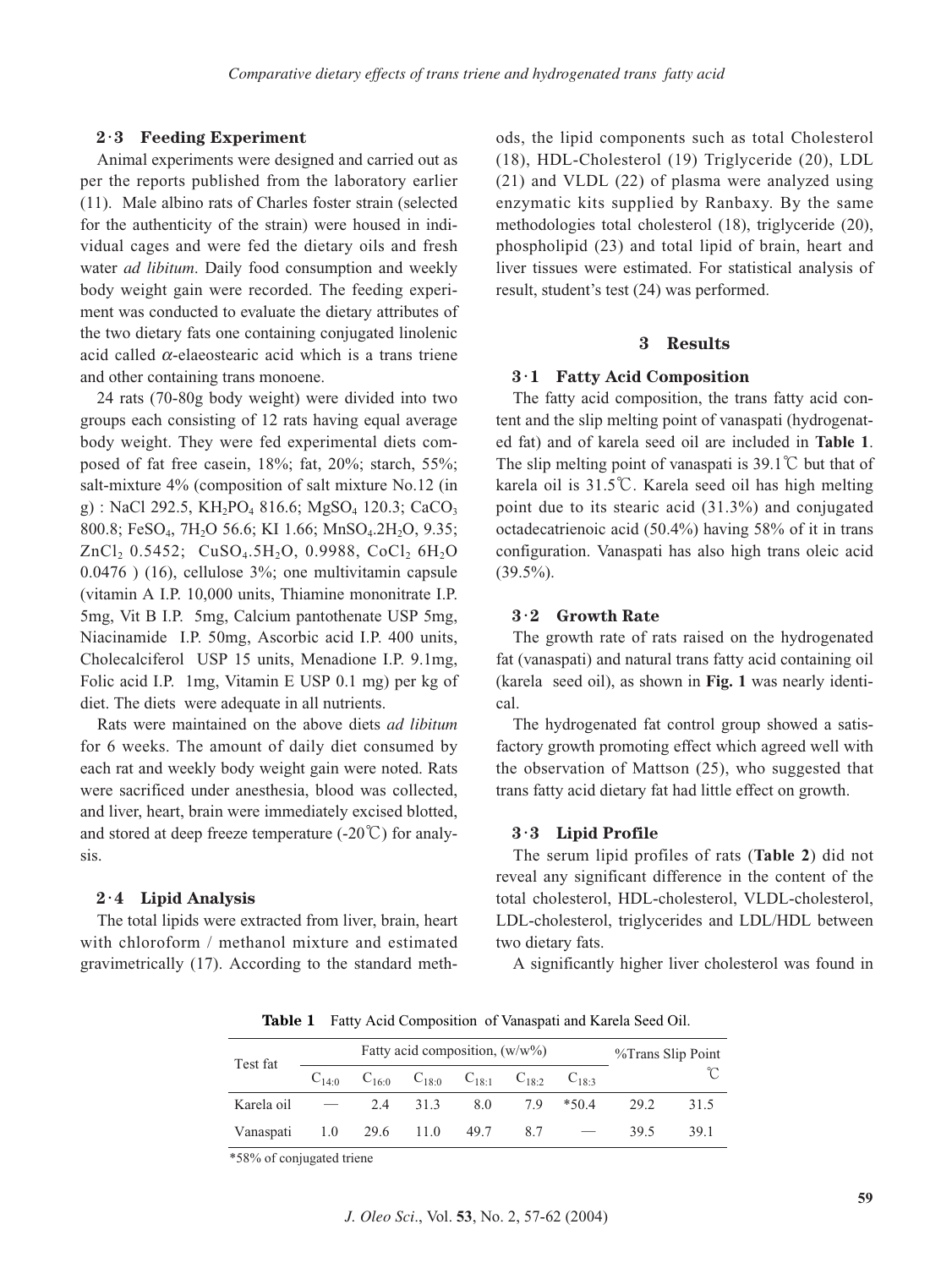### 2·3 Feeding Experiment

Animal experiments were designed and carried out as per the reports published from the laboratory earlier (11). Male albino rats of Charles foster strain (selected for the authenticity of the strain) were housed in individual cages and were fed the dietary oils and fresh water *ad libitum*. Daily food consumption and weekly body weight gain were recorded. The feeding experiment was conducted to evaluate the dietary attributes of the two dietary fats one containing conjugated linolenic acid called $\alpha$-elaeostearic acid which is a trans triene and other containing trans monoene.

24 rats (70-80g body weight) were divided into two groups each consisting of 12 rats having equal average body weight. They were fed experimental diets composed of fat free casein, 18%; fat, 20%; starch, 55%; salt-mixture 4% (composition of salt mixture No.12 (in g) : NaCl 292.5, $KH_2PO_4$ 816.6; $MgSO_4$ 120.3; $CaCO_3$ 800.8; $FeSO_4$, $7H_2O$ 56.6; KI 1.66; $MnSO_4.2H_2O$, 9.35; $ZnCl_2$ 0.5452; $CuSO_4.5H_2O$, 0.9988, $CoCl_2$ $6H_2O$ 0.0476 ) (16), cellulose 3%; one multivitamin capsule (vitamin A I.P. 10,000 units, Thiamine mononitrate I.P. 5mg, Vit B I.P. 5mg, Calcium pantothenate USP 5mg, Niacinamide I.P. 50mg, Ascorbic acid I.P. 400 units, Cholecalciferol USP 15 units, Menadione I.P. 9.1mg, Folic acid I.P. 1mg, Vitamin E USP 0.1 mg) per kg of diet. The diets were adequate in all nutrients.

Rats were maintained on the above diets *ad libitum* for 6 weeks. The amount of daily diet consumed by each rat and weekly body weight gain were noted. Rats were sacrificed under anesthesia, blood was collected, and liver, heart, brain were immediately excised blotted, and stored at deep freeze temperature (-20℃) for analysis.

### 2·4 Lipid Analysis

The total lipids were extracted from liver, brain, heart with chloroform / methanol mixture and estimated gravimetrically (17). According to the standard methods, the lipid components such as total Cholesterol (18), HDL-Cholesterol (19) Triglyceride (20), LDL (21) and VLDL (22) of plasma were analyzed using enzymatic kits supplied by Ranbaxy. By the same methodologies total cholesterol (18), triglyceride (20), phospholipid (23) and total lipid of brain, heart and liver tissues were estimated. For statistical analysis of result, student's test (24) was performed.

## 3 Results

### 3·1 Fatty Acid Composition

The fatty acid composition, the trans fatty acid content and the slip melting point of vanaspati (hydrogenated fat) and of karela seed oil are included in **Table 1**. The slip melting point of vanaspati is 39.1℃ but that of karela oil is 31.5℃. Karela seed oil has high melting point due to its stearic acid (31.3%) and conjugated octadecatrienoic acid (50.4%) having 58% of it in trans configuration. Vanaspati has also high trans oleic acid (39.5%).

### 3·2 Growth Rate

The growth rate of rats raised on the hydrogenated fat (vanaspati) and natural trans fatty acid containing oil (karela seed oil), as shown in **Fig. 1** was nearly identical.

The hydrogenated fat control group showed a satisfactory growth promoting effect which agreed well with the observation of Mattson (25), who suggested that trans fatty acid dietary fat had little effect on growth.

### 3·3 Lipid Profile

The serum lipid profiles of rats (**Table 2**) did not reveal any significant difference in the content of the total cholesterol, HDL-cholesterol, VLDL-cholesterol, LDL-cholesterol, triglycerides and LDL/HDL between two dietary fats.

A significantly higher liver cholesterol was found in

**Table 1** Fatty Acid Composition of Vanaspati and Karela Seed Oil.

| Test fat | Fatty acid composition, (w/w%) | | | | | | %Trans | Slip Point ℃ |
|---|---|---|---|---|---|---|---|---|
| | $C_{14:0}$ | $C_{16:0}$ | $C_{18:0}$ | $C_{18:1}$ | $C_{18:2}$ | $C_{18:3}$ | | |
| Karela oil | — | 2.4 | 31.3 | 8.0 | 7.9 | *50.4 | 29.2 | 31.5 |
| Vanaspati | 1.0 | 29.6 | 11.0 | 49.7 | 8.7 | — | 39.5 | 39.1 |

*58% of conjugated triene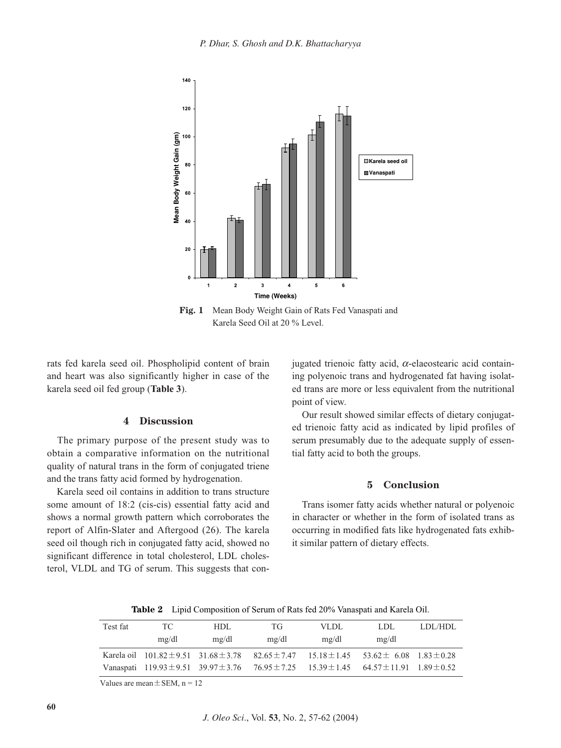Fig. 1 Mean Body Weight Gain of Rats Fed Vanaspati and Karela Seed Oil at 20 % Level.

rats fed karela seed oil. Phospholipid content of brain and heart was also significantly higher in case of the karela seed oil fed group (**Table 3**).

## 4 Discussion

The primary purpose of the present study was to obtain a comparative information on the nutritional quality of natural trans in the form of conjugated triene and the trans fatty acid formed by hydrogenation.

Karela seed oil contains in addition to trans structure some amount of 18:2 (cis-cis) essential fatty acid and shows a normal growth pattern which corroborates the report of Alfin-Slater and Aftergood (26). The karela seed oil though rich in conjugated fatty acid, showed no significant difference in total cholesterol, LDL cholesterol, VLDL and TG of serum. This suggests that conjugated trienoic fatty acid, $\alpha$-elaeostearic acid containing polyenoic trans and hydrogenated fat having isolated trans are more or less equivalent from the nutritional point of view.

Our result showed similar effects of dietary conjugated trienoic fatty acid as indicated by lipid profiles of serum presumably due to the adequate supply of essential fatty acid to both the groups.

## 5 Conclusion

Trans isomer fatty acids whether natural or polyenoic in character or whether in the form of isolated trans as occurring in modified fats like hydrogenated fats exhibit similar pattern of dietary effects.

**Table 2** Lipid Composition of Serum of Rats fed 20% Vanaspati and Karela Oil.

| Test fat | TC mg/dl | HDL mg/dl | TG mg/dl | VLDL mg/dl | LDL mg/dl | LDL/HDL |
|---|---|---|---|---|---|---|
| Karela oil | 101.82±9.51 | 31.68±3.78 | 82.65±7.47 | 15.18±1.45 | 53.62± 6.08 | 1.83±0.28 |
| Vanaspati | 119.93±9.51 | 39.97±3.76 | 76.95±7.25 | 15.39±1.45 | 64.57±11.91 | 1.89±0.52 |

Values are mean±SEM, n = 12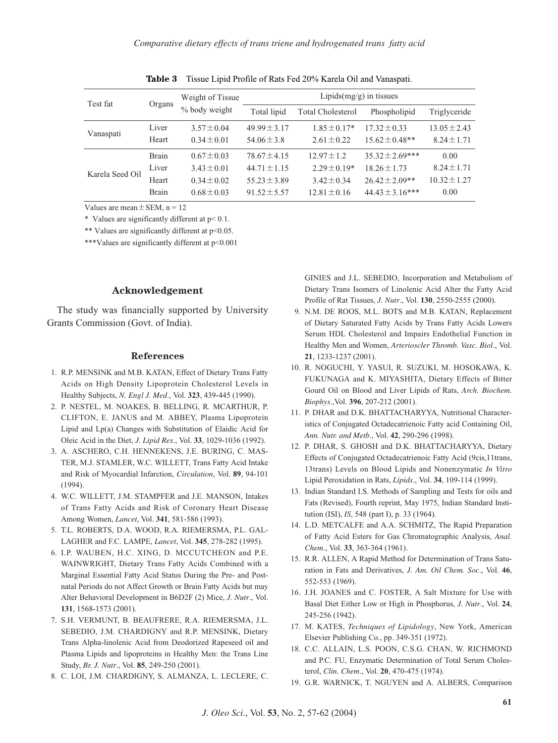**Table 3** Tissue Lipid Profile of Rats Fed 20% Karela Oil and Vanaspati.

| Test fat | Organs | Weight of Tissue % body weight | Lipids(mg/g) in tissues | | | |
|---|---|---|---|---|---|---|
| | | | Total lipid | Total Cholesterol | Phospholipid | Triglyceride |
| Vanaspati | Liver | 3.57±0.04 | 49.99±3.17 | 1.85±0.17* | 17.32±0.33 | 13.05±2.43 |
| | Heart | 0.34±0.01 | 54.06±3.8 | 2.61±0.22 | 15.62±0.48** | 8.24±1.71 |
| | Brain | 0.67±0.03 | 78.67±4.15 | 12.97±1.2 | 35.32±2.69*** | 0.00 |
| Karela Seed Oil | Liver | 3.43±0.01 | 44.71±1.15 | 2.29±0.19* | 18.26±1.73 | 8.24±1.71 |
| | Heart | 0.34±0.02 | 55.23±3.89 | 3.42±0.34 | 26.42±2.09** | 10.32±1.27 |
| | Brain | 0.68±0.03 | 91.52±5.57 | 12.81±0.16 | 44.43±3.16*** | 0.00 |

Values are mean±SEM, n = 12

\* Values are significantly different at $p < 0.1$.

** Values are significantly different at $p < 0.05$.

***Values are significantly different at $p < 0.001$

## Acknowledgement

The study was financially supported by University Grants Commission (Govt. of India).

## References

1. R.P. MENSINK and M.B. KATAN, Effect of Dietary Trans Fatty Acids on High Density Lipoprotein Cholesterol Levels in Healthy Subjects, *N. Engl J. Med*., Vol. **323**, 439-445 (1990).
2. P. NESTEL, M. NOAKES, B. BELLING, R. MCARTHUR, P. CLIFTON, E. JANUS and M. ABBEY, Plasma Lipoprotein Lipid and Lp(a) Changes with Substitution of Elaidic Acid for Oleic Acid in the Diet, *J. Lipid Res*., Vol. **33**, 1029-1036 (1992).
3. A. ASCHERO, C.H. HENNEKENS, J.E. BURING, C. MASTER, M.J. STAMLER, W.C. WILLETT, Trans Fatty Acid Intake and Risk of Myocardial Infarction, *Circulation*, Vol. **89**, 94-101 (1994).
4. W.C. WILLETT, J.M. STAMPFER and J.E. MANSON, Intakes of Trans Fatty Acids and Risk of Coronary Heart Disease Among Women, *Lancet*, Vol. **341**, 581-586 (1993).
5. T.L. ROBERTS, D.A. WOOD, R.A. RIEMERSMA, P.L. GALLAGHER and F.C. LAMPE, *Lancet*, Vol. **345**, 278-282 (1995).
6. I.P. WAUBEN, H.C. XING, D. MCCUTCHEON and P.E. WAINWRIGHT, Dietary Trans Fatty Acids Combined with a Marginal Essential Fatty Acid Status During the Pre- and Postnatal Periods do not Affect Growth or Brain Fatty Acids but may Alter Behavioral Development in B6D2F (2) Mice, *J. Nutr*., Vol. **131**, 1568-1573 (2001).
7. S.H. VERMUNT, B. BEAUFRERE, R.A. RIEMERSMA, J.L. SEBEDIO, J.M. CHARDIGNY and R.P. MENSINK, Dietary Trans Alpha-linolenic Acid from Deodorized Rapeseed oil and Plasma Lipids and lipoproteins in Healthy Men: the Trans Line Study, *Br. J. Nutr*., Vol. **85**, 249-250 (2001).
8. C. LOI, J.M. CHARDIGNY, S. ALMANZA, L. LECLERE, C. GINIES and J.L. SEBEDIO, Incorporation and Metabolism of Dietary Trans Isomers of Linolenic Acid Alter the Fatty Acid Profile of Rat Tissues, *J. Nutr*., Vol. **130**, 2550-2555 (2000).
9. N.M. DE ROOS, M.L. BOTS and M.B. KATAN, Replacement of Dietary Saturated Fatty Acids by Trans Fatty Acids Lowers Serum HDL Cholesterol and Impairs Endothelial Function in Healthy Men and Women, *Arterioscler Thromb. Vasc. Biol*., Vol. **21**, 1233-1237 (2001).
10. R. NOGUCHI, Y. YASUI, R. SUZUKI, M. HOSOKAWA, K. FUKUNAGA and K. MIYASHITA, Dietary Effects of Bitter Gourd Oil on Blood and Liver Lipids of Rats, *Arch. Biochem. Biophys*.,Vol. **396**, 207-212 (2001).
11. P. DHAR and D.K. BHATTACHARYYA, Nutritional Characteristics of Conjugated Octadecatrienoic Fatty acid Containing Oil, *Ann. Nutr. and Metb*., Vol. **42**, 290-296 (1998).
12. P. DHAR, S. GHOSH and D.K. BHATTACHARYYA, Dietary Effects of Conjugated Octadecatrienoic Fatty Acid (9cis,11trans, 13trans) Levels on Blood Lipids and Nonenzymatic *In Vitro* Lipid Peroxidation in Rats, *Lipids*., Vol. **34**, 109-114 (1999).
13. Indian Standard I.S. Methods of Sampling and Tests for oils and Fats (Revised), Fourth reprint, May 1975, Indian Standard Institution (ISI), *IS*, 548 (part I), p. 33 (1964).
14. L.D. METCALFE and A.A. SCHMITZ, The Rapid Preparation of Fatty Acid Esters for Gas Chromatographic Analysis, *Anal. Chem*., Vol. **33**, 363-364 (1961).
15. R.R. ALLEN, A Rapid Method for Determination of Trans Saturation in Fats and Derivatives, *J. Am. Oil Chem. Soc*., Vol. **46**, 552-553 (1969).
16. J.H. JOANES and C. FOSTER, A Salt Mixture for Use with Basal Diet Either Low or High in Phosphorus, *J. Nutr*., Vol. **24**, 245-256 (1942).
17. M. KATES, *Techniques of Lipidology*, New York, American Elsevier Publishing Co., pp. 349-351 (1972).
18. C.C. ALLAIN, L.S. POON, C.S.G. CHAN, W. RICHMOND and P.C. FU, Enzymatic Determination of Total Serum Cholesterol, *Clin. Chem*., Vol. **20**, 470-475 (1974).
19. G.R. WARNICK, T. NGUYEN and A. ALBERS, Comparison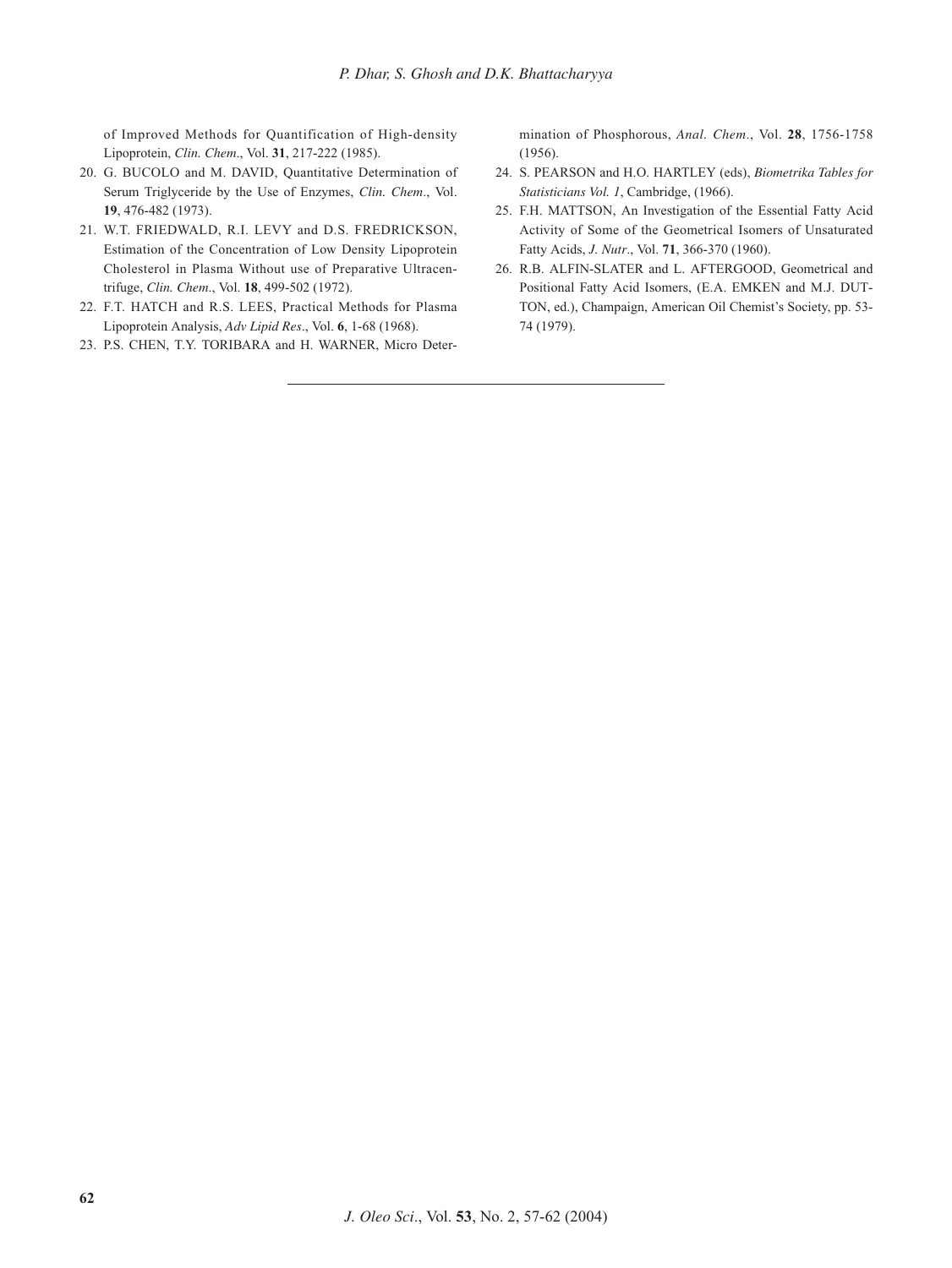of Improved Methods for Quantification of High-density Lipoprotein, *Clin. Chem*., Vol. **31**, 217-222 (1985).

20. G. BUCOLO and M. DAVID, Quantitative Determination of Serum Triglyceride by the Use of Enzymes, *Clin. Chem*., Vol. **19**, 476-482 (1973).
21. W.T. FRIEDWALD, R.I. LEVY and D.S. FREDRICKSON, Estimation of the Concentration of Low Density Lipoprotein Cholesterol in Plasma Without use of Preparative Ultracentrifuge, *Clin. Chem*., Vol. **18**, 499-502 (1972).
22. F.T. HATCH and R.S. LEES, Practical Methods for Plasma Lipoprotein Analysis, *Adv Lipid Res*., Vol. **6**, 1-68 (1968).
23. P.S. CHEN, T.Y. TORIBARA and H. WARNER, Micro Determination of Phosphorous, *Anal. Chem*., Vol. **28**, 1756-1758 (1956).
24. S. PEARSON and H.O. HARTLEY (eds), *Biometrika Tables for Statisticians Vol. 1*, Cambridge, (1966).
25. F.H. MATTSON, An Investigation of the Essential Fatty Acid Activity of Some of the Geometrical Isomers of Unsaturated Fatty Acids, *J. Nutr*., Vol. **71**, 366-370 (1960).
26. R.B. ALFIN-SLATER and L. AFTERGOOD, Geometrical and Positional Fatty Acid Isomers, (E.A. EMKEN and M.J. DUTTON, ed.), Champaign, American Oil Chemist's Society, pp. 53-74 (1979).